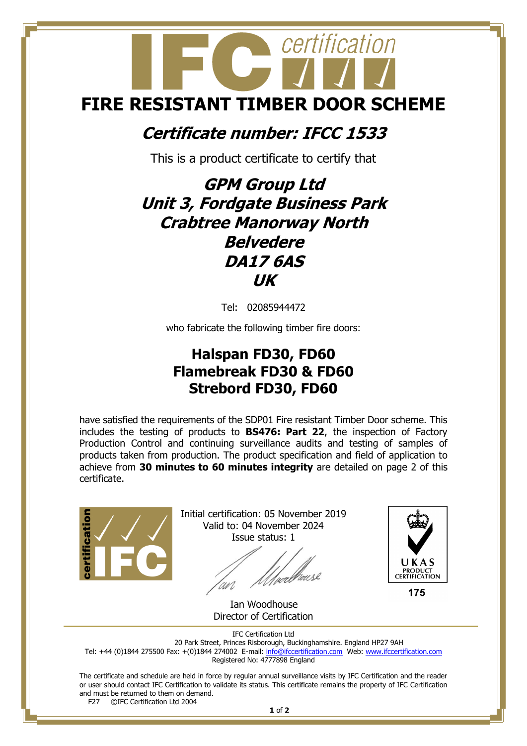# FIRE RESISTANT TIMBER DOOR SCHEME

## *Certificate number: IFCC 1533*

This is a product certificate to certify that

***GPM Group Ltd***
***Unit 3, Fordgate Business Park***
***Crabtree Manorway North***
***Belvedere***
***DA17 6AS***
***UK***

Tel: 02085944472

who fabricate the following timber fire doors:

**Halspan FD30, FD60**
**Flamebreak FD30 & FD60**
**Strebord FD30, FD60**

have satisfied the requirements of the SDP01 Fire resistant Timber Door scheme. This includes the testing of products to **BS476: Part 22**, the inspection of Factory Production Control and continuing surveillance audits and testing of samples of products taken from production. The product specification and field of application to achieve from **30 minutes to 60 minutes integrity** are detailed on page 2 of this certificate.

Initial certification: 05 November 2019
Valid to: 04 November 2024
Issue status: 1

Ian Woodhouse
Director of Certification

UKAS PRODUCT CERTIFICATION
175

IFC Certification Ltd
20 Park Street, Princes Risborough, Buckinghamshire. England HP27 9AH
Tel: +44 (0)1844 275500 Fax: +(0)1844 274002 E-mail: info@ifccertification.com Web: www.ifccertification.com
Registered No: 4777898 England

The certificate and schedule are held in force by regular annual surveillance visits by IFC Certification and the reader or user should contact IFC Certification to validate its status. This certificate remains the property of IFC Certification and must be returned to them on demand.

F27 ©IFC Certification Ltd 2004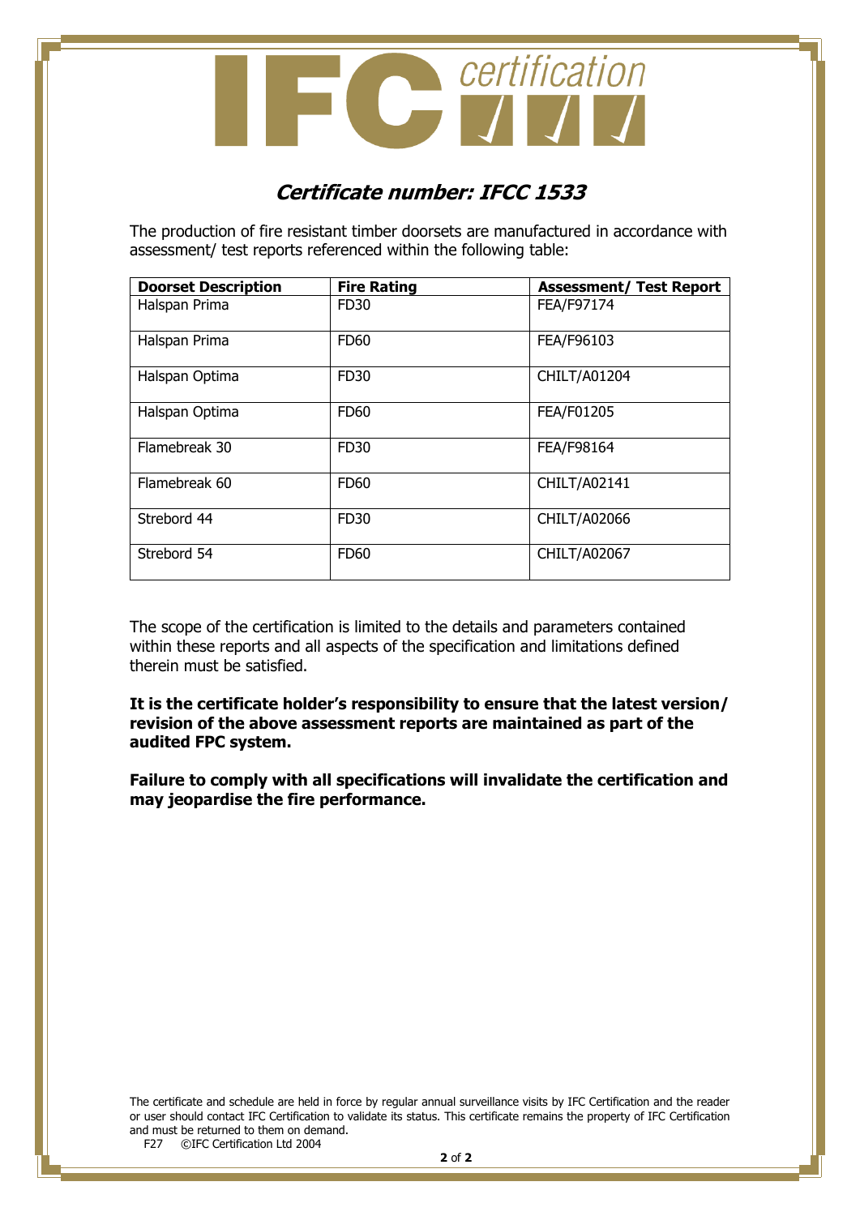## *Certificate number: IFCC 1533*

The production of fire resistant timber doorsets are manufactured in accordance with assessment/ test reports referenced within the following table:

| Doorset Description | Fire Rating | Assessment/ Test Report |
|---|---|---|
| Halspan Prima | FD30 | FEA/F97174 |
| Halspan Prima | FD60 | FEA/F96103 |
| Halspan Optima | FD30 | CHILT/A01204 |
| Halspan Optima | FD60 | FEA/F01205 |
| Flamebreak 30 | FD30 | FEA/F98164 |
| Flamebreak 60 | FD60 | CHILT/A02141 |
| Strebord 44 | FD30 | CHILT/A02066 |
| Strebord 54 | FD60 | CHILT/A02067 |

The scope of the certification is limited to the details and parameters contained within these reports and all aspects of the specification and limitations defined therein must be satisfied.

**It is the certificate holder's responsibility to ensure that the latest version/ revision of the above assessment reports are maintained as part of the audited FPC system.**

**Failure to comply with all specifications will invalidate the certification and may jeopardise the fire performance.**

The certificate and schedule are held in force by regular annual surveillance visits by IFC Certification and the reader or user should contact IFC Certification to validate its status. This certificate remains the property of IFC Certification and must be returned to them on demand.

F27 ©IFC Certification Ltd 2004